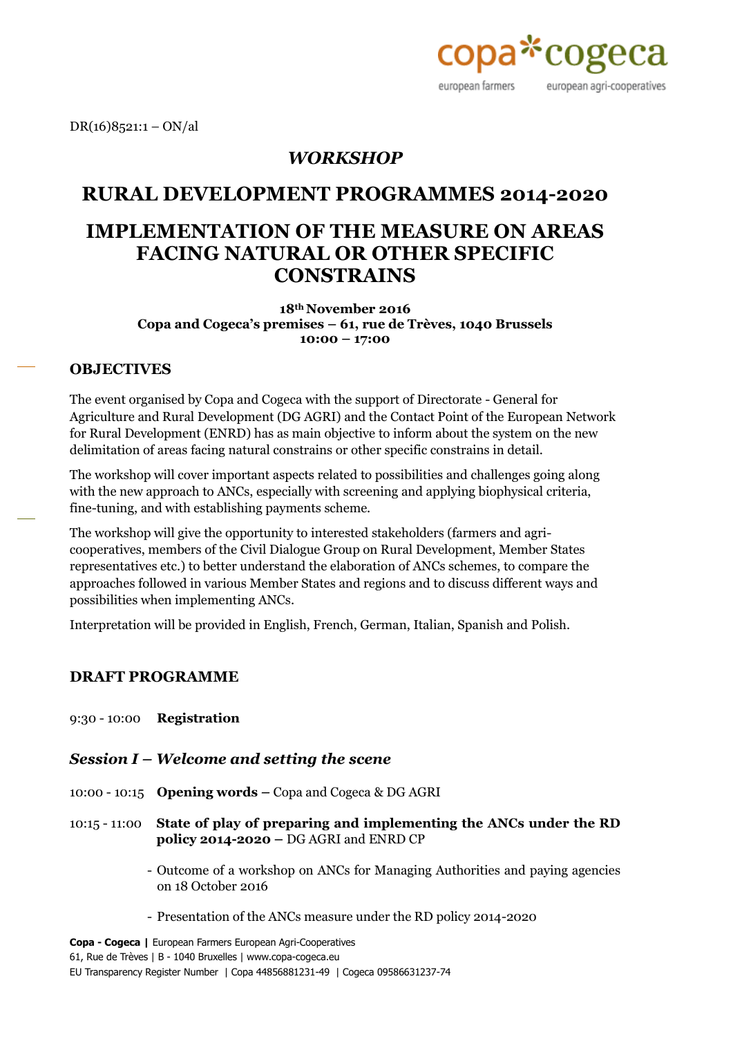DR(16)8521:1 – ON/al

## *WORKSHOP*

# RURAL DEVELOPMENT PROGRAMMES 2014-2020

# IMPLEMENTATION OF THE MEASURE ON AREAS FACING NATURAL OR OTHER SPECIFIC CONSTRAINS

**18th November 2016**
**Copa and Cogeca's premises – 61, rue de Trèves, 1040 Brussels**
**10:00 – 17:00**

## OBJECTIVES

The event organised by Copa and Cogeca with the support of Directorate - General for Agriculture and Rural Development (DG AGRI) and the Contact Point of the European Network for Rural Development (ENRD) has as main objective to inform about the system on the new delimitation of areas facing natural constrains or other specific constrains in detail.

The workshop will cover important aspects related to possibilities and challenges going along with the new approach to ANCs, especially with screening and applying biophysical criteria, fine-tuning, and with establishing payments scheme.

The workshop will give the opportunity to interested stakeholders (farmers and agri-cooperatives, members of the Civil Dialogue Group on Rural Development, Member States representatives etc.) to better understand the elaboration of ANCs schemes, to compare the approaches followed in various Member States and regions and to discuss different ways and possibilities when implementing ANCs.

Interpretation will be provided in English, French, German, Italian, Spanish and Polish.

## DRAFT PROGRAMME

9:30 - 10:00 **Registration**

### *Session I – Welcome and setting the scene*

10:00 - 10:15 **Opening words** – Copa and Cogeca & DG AGRI

10:15 - 11:00 **State of play of preparing and implementing the ANCs under the RD policy 2014-2020** – DG AGRI and ENRD CP

- Outcome of a workshop on ANCs for Managing Authorities and paying agencies on 18 October 2016
- Presentation of the ANCs measure under the RD policy 2014-2020

**Copa - Cogeca |** European Farmers European Agri-Cooperatives
61, Rue de Trèves | B - 1040 Bruxelles | www.copa-cogeca.eu
EU Transparency Register Number | Copa 44856881231-49 | Cogeca 09586631237-74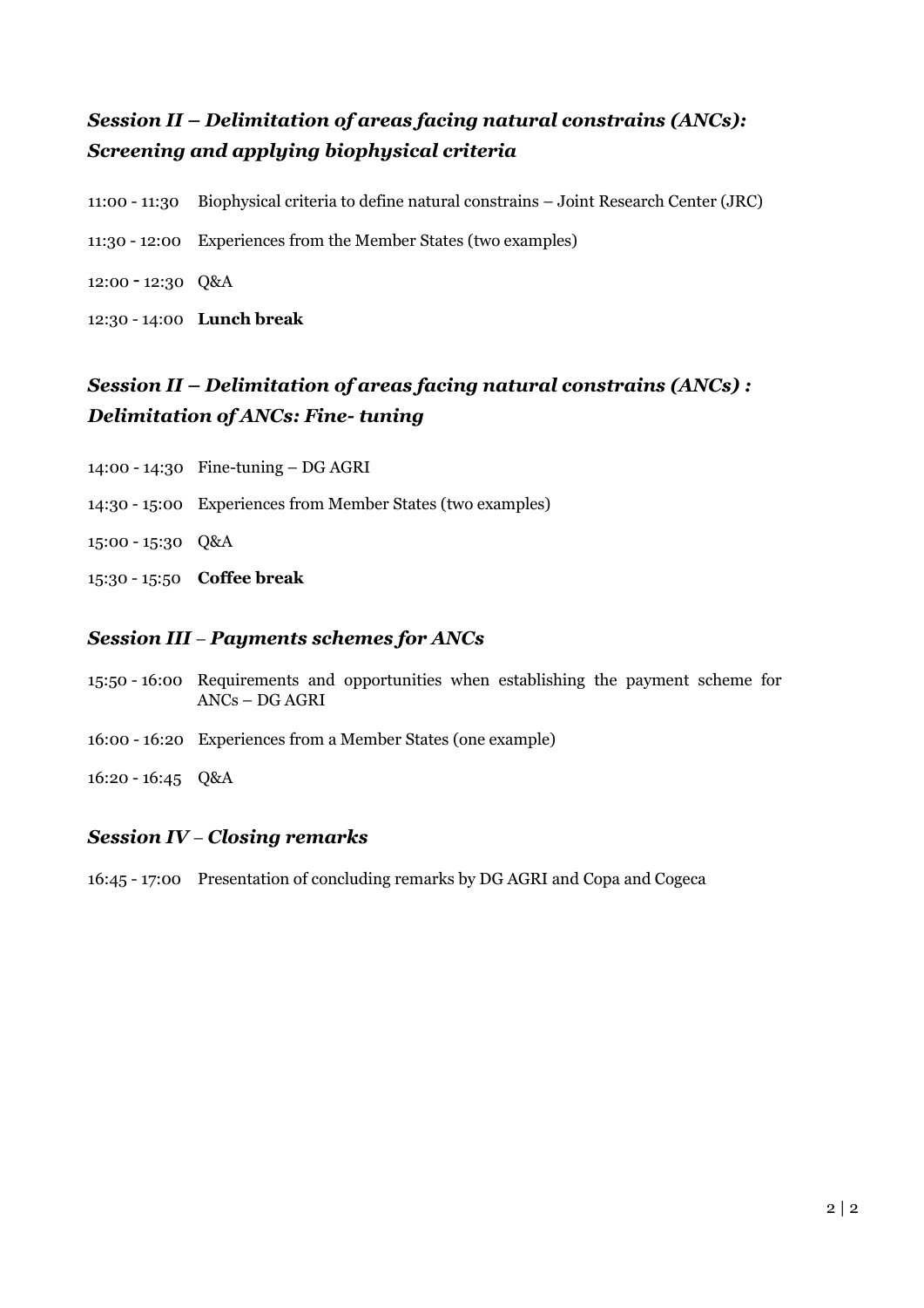## *Session II – Delimitation of areas facing natural constrains (ANCs): Screening and applying biophysical criteria*

11:00 - 11:30 Biophysical criteria to define natural constrains – Joint Research Center (JRC)

11:30 - 12:00 Experiences from the Member States (two examples)

12:00 - 12:30 Q&A

12:30 - 14:00 **Lunch break**

## *Session II – Delimitation of areas facing natural constrains (ANCs) : Delimitation of ANCs: Fine- tuning*

14:00 - 14:30 Fine-tuning – DG AGRI

14:30 - 15:00 Experiences from Member States (two examples)

15:00 - 15:30 Q&A

15:30 - 15:50 **Coffee break**

## *Session III – Payments schemes for ANCs*

15:50 - 16:00 Requirements and opportunities when establishing the payment scheme for ANCs – DG AGRI

16:00 - 16:20 Experiences from a Member States (one example)

16:20 - 16:45 Q&A

## *Session IV – Closing remarks*

16:45 - 17:00 Presentation of concluding remarks by DG AGRI and Copa and Cogeca